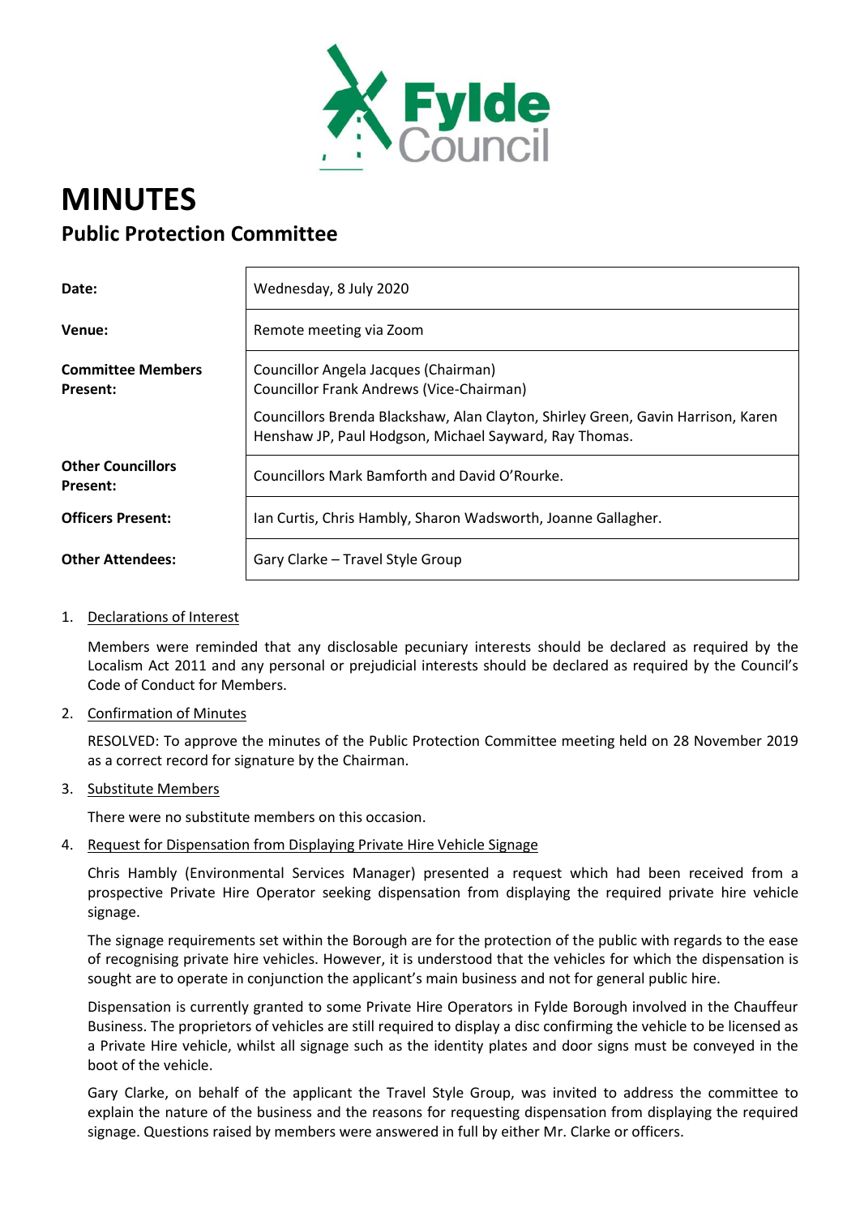# MINUTES

## Public Protection Committee

| | |
|---|---|
| **Date:** | Wednesday, 8 July 2020 |
| **Venue:** | Remote meeting via Zoom |
| **Committee Members Present:** | Councillor Angela Jacques (Chairman)<br>Councillor Frank Andrews (Vice-Chairman)<br>Councillors Brenda Blackshaw, Alan Clayton, Shirley Green, Gavin Harrison, Karen Henshaw JP, Paul Hodgson, Michael Sayward, Ray Thomas. |
| **Other Councillors Present:** | Councillors Mark Bamforth and David O'Rourke. |
| **Officers Present:** | Ian Curtis, Chris Hambly, Sharon Wadsworth, Joanne Gallagher. |
| **Other Attendees:** | Gary Clarke – Travel Style Group |

1. Declarations of Interest

   Members were reminded that any disclosable pecuniary interests should be declared as required by the Localism Act 2011 and any personal or prejudicial interests should be declared as required by the Council's Code of Conduct for Members.

2. Confirmation of Minutes

   RESOLVED: To approve the minutes of the Public Protection Committee meeting held on 28 November 2019 as a correct record for signature by the Chairman.

3. Substitute Members

   There were no substitute members on this occasion.

4. Request for Dispensation from Displaying Private Hire Vehicle Signage

   Chris Hambly (Environmental Services Manager) presented a request which had been received from a prospective Private Hire Operator seeking dispensation from displaying the required private hire vehicle signage.

   The signage requirements set within the Borough are for the protection of the public with regards to the ease of recognising private hire vehicles. However, it is understood that the vehicles for which the dispensation is sought are to operate in conjunction the applicant's main business and not for general public hire.

   Dispensation is currently granted to some Private Hire Operators in Fylde Borough involved in the Chauffeur Business. The proprietors of vehicles are still required to display a disc confirming the vehicle to be licensed as a Private Hire vehicle, whilst all signage such as the identity plates and door signs must be conveyed in the boot of the vehicle.

   Gary Clarke, on behalf of the applicant the Travel Style Group, was invited to address the committee to explain the nature of the business and the reasons for requesting dispensation from displaying the required signage. Questions raised by members were answered in full by either Mr. Clarke or officers.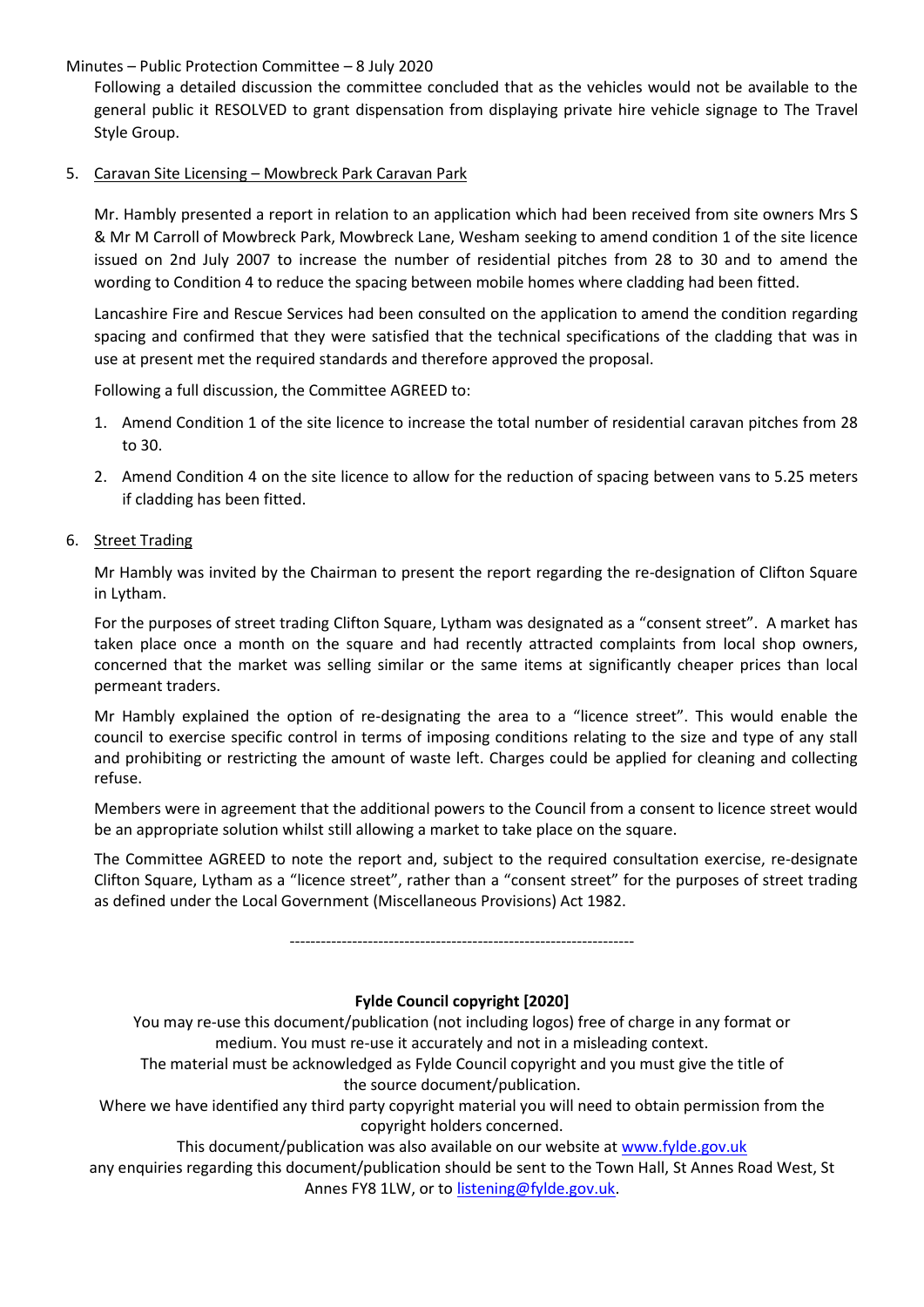Following a detailed discussion the committee concluded that as the vehicles would not be available to the general public it RESOLVED to grant dispensation from displaying private hire vehicle signage to The Travel Style Group.

5. Caravan Site Licensing – Mowbreck Park Caravan Park

   Mr. Hambly presented a report in relation to an application which had been received from site owners Mrs S & Mr M Carroll of Mowbreck Park, Mowbreck Lane, Wesham seeking to amend condition 1 of the site licence issued on 2nd July 2007 to increase the number of residential pitches from 28 to 30 and to amend the wording to Condition 4 to reduce the spacing between mobile homes where cladding had been fitted.

   Lancashire Fire and Rescue Services had been consulted on the application to amend the condition regarding spacing and confirmed that they were satisfied that the technical specifications of the cladding that was in use at present met the required standards and therefore approved the proposal.

   Following a full discussion, the Committee AGREED to:

   1. Amend Condition 1 of the site licence to increase the total number of residential caravan pitches from 28 to 30.
   2. Amend Condition 4 on the site licence to allow for the reduction of spacing between vans to 5.25 meters if cladding has been fitted.

6. Street Trading

   Mr Hambly was invited by the Chairman to present the report regarding the re-designation of Clifton Square in Lytham.

   For the purposes of street trading Clifton Square, Lytham was designated as a "consent street". A market has taken place once a month on the square and had recently attracted complaints from local shop owners, concerned that the market was selling similar or the same items at significantly cheaper prices than local permeant traders.

   Mr Hambly explained the option of re-designating the area to a "licence street". This would enable the council to exercise specific control in terms of imposing conditions relating to the size and type of any stall and prohibiting or restricting the amount of waste left. Charges could be applied for cleaning and collecting refuse.

   Members were in agreement that the additional powers to the Council from a consent to licence street would be an appropriate solution whilst still allowing a market to take place on the square.

   The Committee AGREED to note the report and, subject to the required consultation exercise, re-designate Clifton Square, Lytham as a "licence street", rather than a "consent street" for the purposes of street trading as defined under the Local Government (Miscellaneous Provisions) Act 1982.

---

**Fylde Council copyright [2020]**

You may re-use this document/publication (not including logos) free of charge in any format or medium. You must re-use it accurately and not in a misleading context.

The material must be acknowledged as Fylde Council copyright and you must give the title of the source document/publication.

Where we have identified any third party copyright material you will need to obtain permission from the copyright holders concerned.

This document/publication was also available on our website at www.fylde.gov.uk

any enquiries regarding this document/publication should be sent to the Town Hall, St Annes Road West, St Annes FY8 1LW, or to listening@fylde.gov.uk.